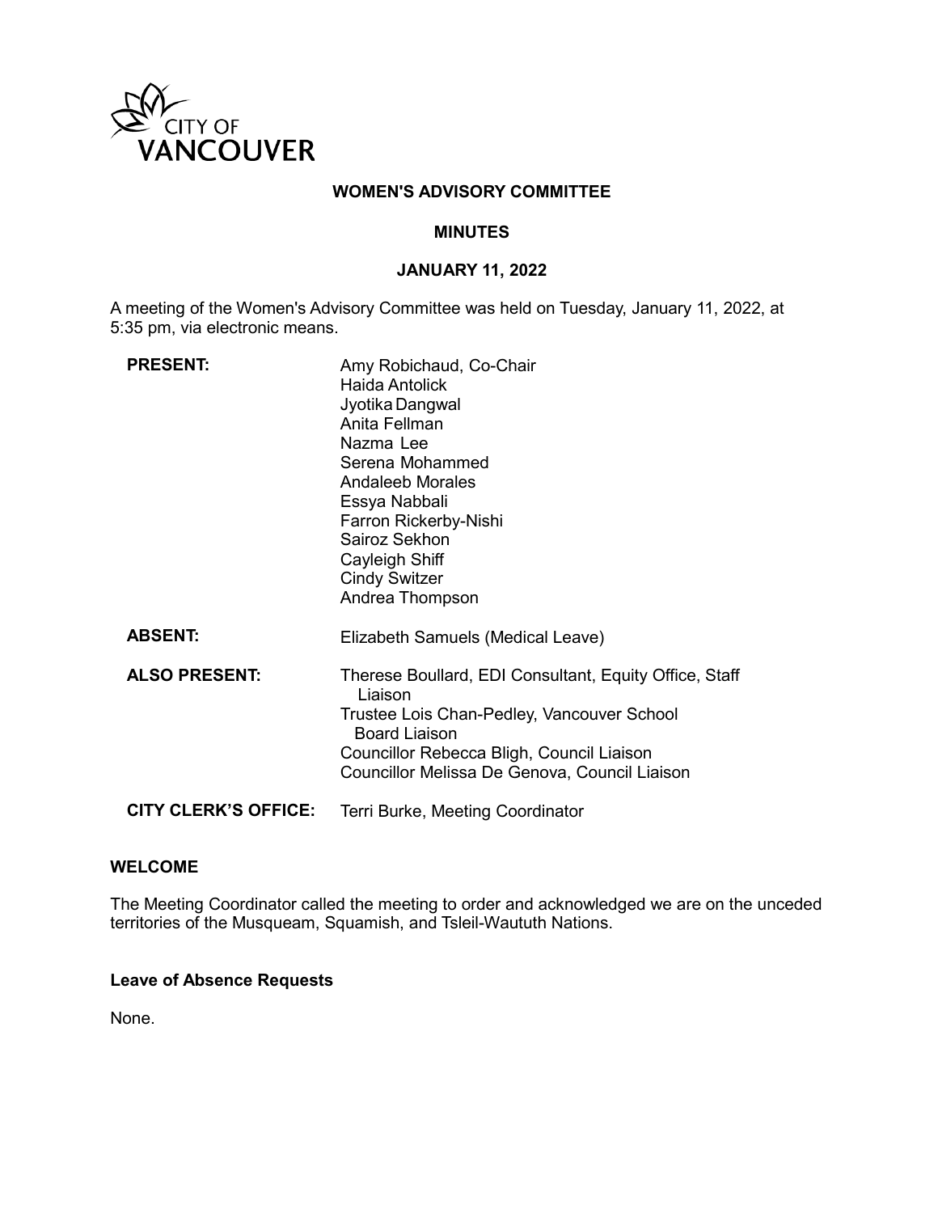CITY OF VANCOUVER

# WOMEN'S ADVISORY COMMITTEE

## MINUTES

## JANUARY 11, 2022

A meeting of the Women's Advisory Committee was held on Tuesday, January 11, 2022, at 5:35 pm, via electronic means.

**PRESENT:**
Amy Robichaud, Co-Chair
Haida Antolick
Jyotika Dangwal
Anita Fellman
Nazma Lee
Serena Mohammed
Andaleeb Morales
Essya Nabbali
Farron Rickerby-Nishi
Sairoz Sekhon
Cayleigh Shiff
Cindy Switzer
Andrea Thompson

**ABSENT:**
Elizabeth Samuels (Medical Leave)

**ALSO PRESENT:**
Therese Boullard, EDI Consultant, Equity Office, Staff Liaison
Trustee Lois Chan-Pedley, Vancouver School Board Liaison
Councillor Rebecca Bligh, Council Liaison
Councillor Melissa De Genova, Council Liaison

**CITY CLERK'S OFFICE:**
Terri Burke, Meeting Coordinator

### WELCOME

The Meeting Coordinator called the meeting to order and acknowledged we are on the unceded territories of the Musqueam, Squamish, and Tsleil-Waututh Nations.

### Leave of Absence Requests

None.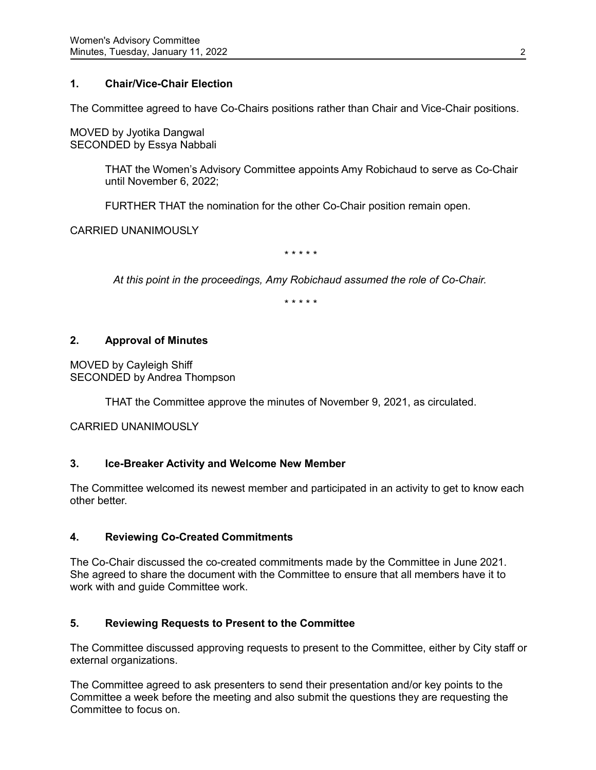## 1. Chair/Vice-Chair Election

The Committee agreed to have Co-Chairs positions rather than Chair and Vice-Chair positions.

MOVED by Jyotika Dangwal
SECONDED by Essya Nabbali

> THAT the Women's Advisory Committee appoints Amy Robichaud to serve as Co-Chair until November 6, 2022;
>
> FURTHER THAT the nomination for the other Co-Chair position remain open.

CARRIED UNANIMOUSLY

\* \* \* \* \*

*At this point in the proceedings, Amy Robichaud assumed the role of Co-Chair.*

\* \* \* \* \*

## 2. Approval of Minutes

MOVED by Cayleigh Shiff
SECONDED by Andrea Thompson

> THAT the Committee approve the minutes of November 9, 2021, as circulated.

CARRIED UNANIMOUSLY

## 3. Ice-Breaker Activity and Welcome New Member

The Committee welcomed its newest member and participated in an activity to get to know each other better.

## 4. Reviewing Co-Created Commitments

The Co-Chair discussed the co-created commitments made by the Committee in June 2021. She agreed to share the document with the Committee to ensure that all members have it to work with and guide Committee work.

## 5. Reviewing Requests to Present to the Committee

The Committee discussed approving requests to present to the Committee, either by City staff or external organizations.

The Committee agreed to ask presenters to send their presentation and/or key points to the Committee a week before the meeting and also submit the questions they are requesting the Committee to focus on.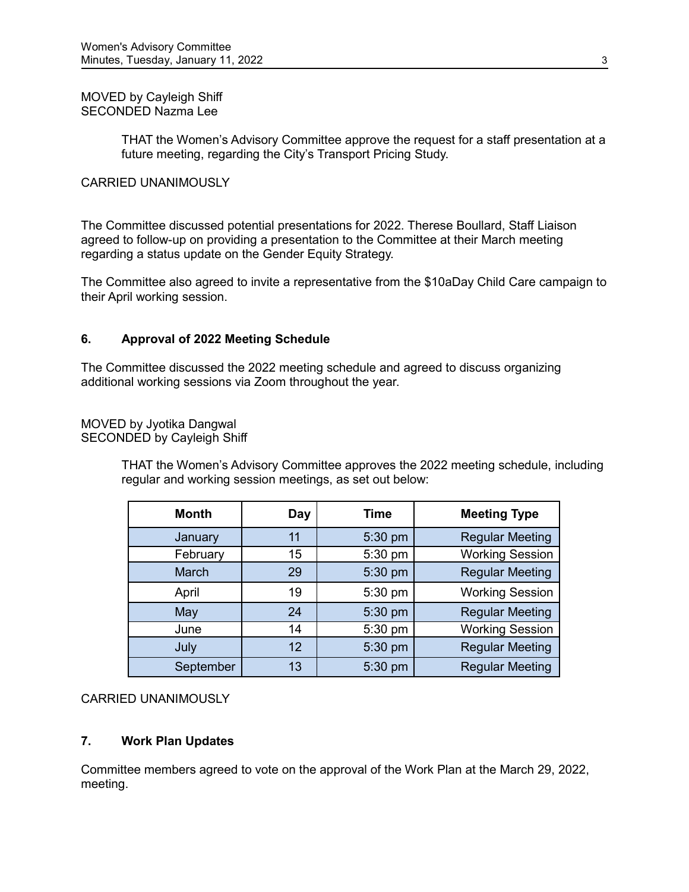MOVED by Cayleigh Shiff
SECONDED Nazma Lee

> THAT the Women's Advisory Committee approve the request for a staff presentation at a future meeting, regarding the City's Transport Pricing Study.

CARRIED UNANIMOUSLY

The Committee discussed potential presentations for 2022. Therese Boullard, Staff Liaison agreed to follow-up on providing a presentation to the Committee at their March meeting regarding a status update on the Gender Equity Strategy.

The Committee also agreed to invite a representative from the $10aDay Child Care campaign to their April working session.

## 6. Approval of 2022 Meeting Schedule

The Committee discussed the 2022 meeting schedule and agreed to discuss organizing additional working sessions via Zoom throughout the year.

MOVED by Jyotika Dangwal
SECONDED by Cayleigh Shiff

> THAT the Women's Advisory Committee approves the 2022 meeting schedule, including regular and working session meetings, as set out below:

| Month | Day | Time | Meeting Type |
|---|---|---|---|
| January | 11 | 5:30 pm | Regular Meeting |
| February | 15 | 5:30 pm | Working Session |
| March | 29 | 5:30 pm | Regular Meeting |
| April | 19 | 5:30 pm | Working Session |
| May | 24 | 5:30 pm | Regular Meeting |
| June | 14 | 5:30 pm | Working Session |
| July | 12 | 5:30 pm | Regular Meeting |
| September | 13 | 5:30 pm | Regular Meeting |

CARRIED UNANIMOUSLY

## 7. Work Plan Updates

Committee members agreed to vote on the approval of the Work Plan at the March 29, 2022, meeting.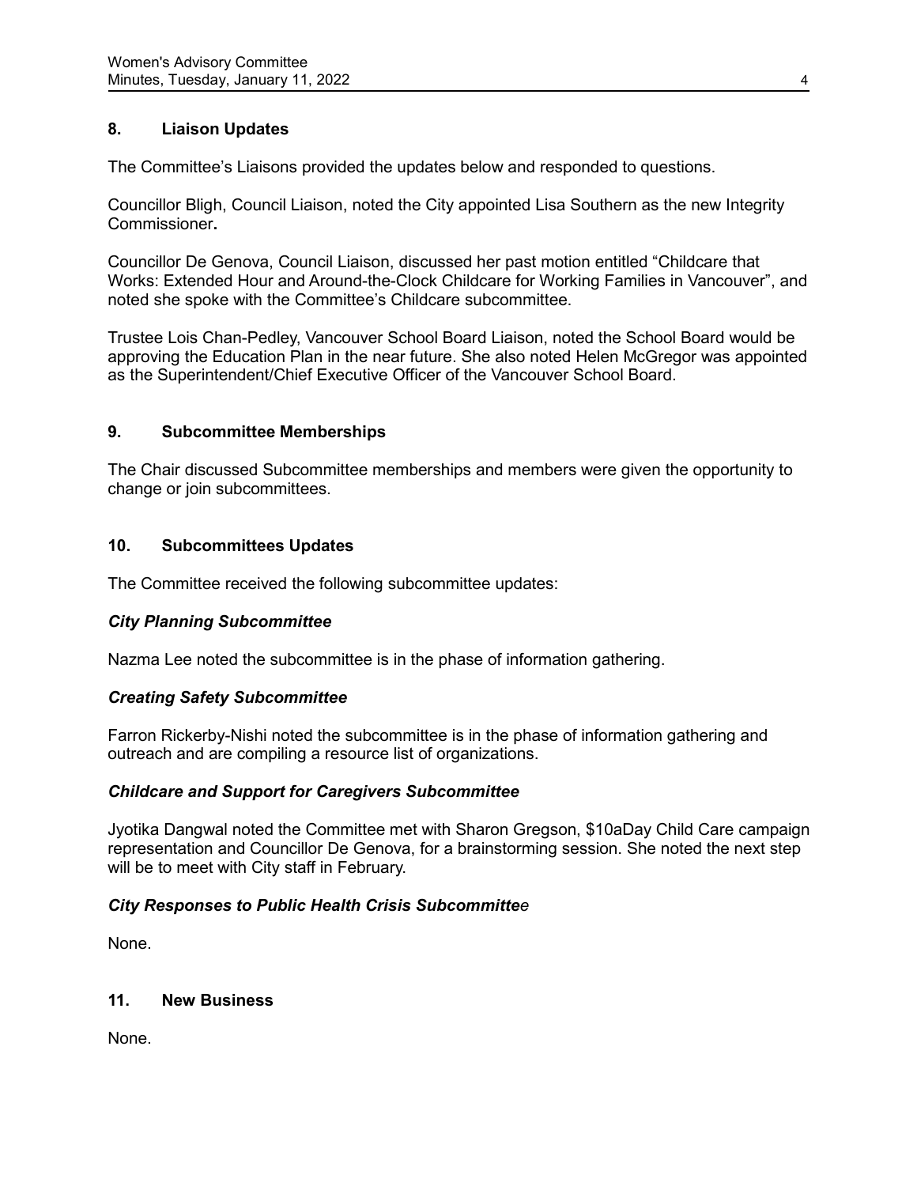## 8. Liaison Updates

The Committee's Liaisons provided the updates below and responded to questions.

Councillor Bligh, Council Liaison, noted the City appointed Lisa Southern as the new Integrity Commissioner**.**

Councillor De Genova, Council Liaison, discussed her past motion entitled "Childcare that Works: Extended Hour and Around-the-Clock Childcare for Working Families in Vancouver", and noted she spoke with the Committee's Childcare subcommittee.

Trustee Lois Chan-Pedley, Vancouver School Board Liaison, noted the School Board would be approving the Education Plan in the near future. She also noted Helen McGregor was appointed as the Superintendent/Chief Executive Officer of the Vancouver School Board.

## 9. Subcommittee Memberships

The Chair discussed Subcommittee memberships and members were given the opportunity to change or join subcommittees.

## 10. Subcommittees Updates

The Committee received the following subcommittee updates:

***City Planning Subcommittee***

Nazma Lee noted the subcommittee is in the phase of information gathering.

***Creating Safety Subcommittee***

Farron Rickerby-Nishi noted the subcommittee is in the phase of information gathering and outreach and are compiling a resource list of organizations.

***Childcare and Support for Caregivers Subcommittee***

Jyotika Dangwal noted the Committee met with Sharon Gregson, $10aDay Child Care campaign representation and Councillor De Genova, for a brainstorming session. She noted the next step will be to meet with City staff in February.

***City Responses to Public Health Crisis Subcommittee***

None.

## 11. New Business

None.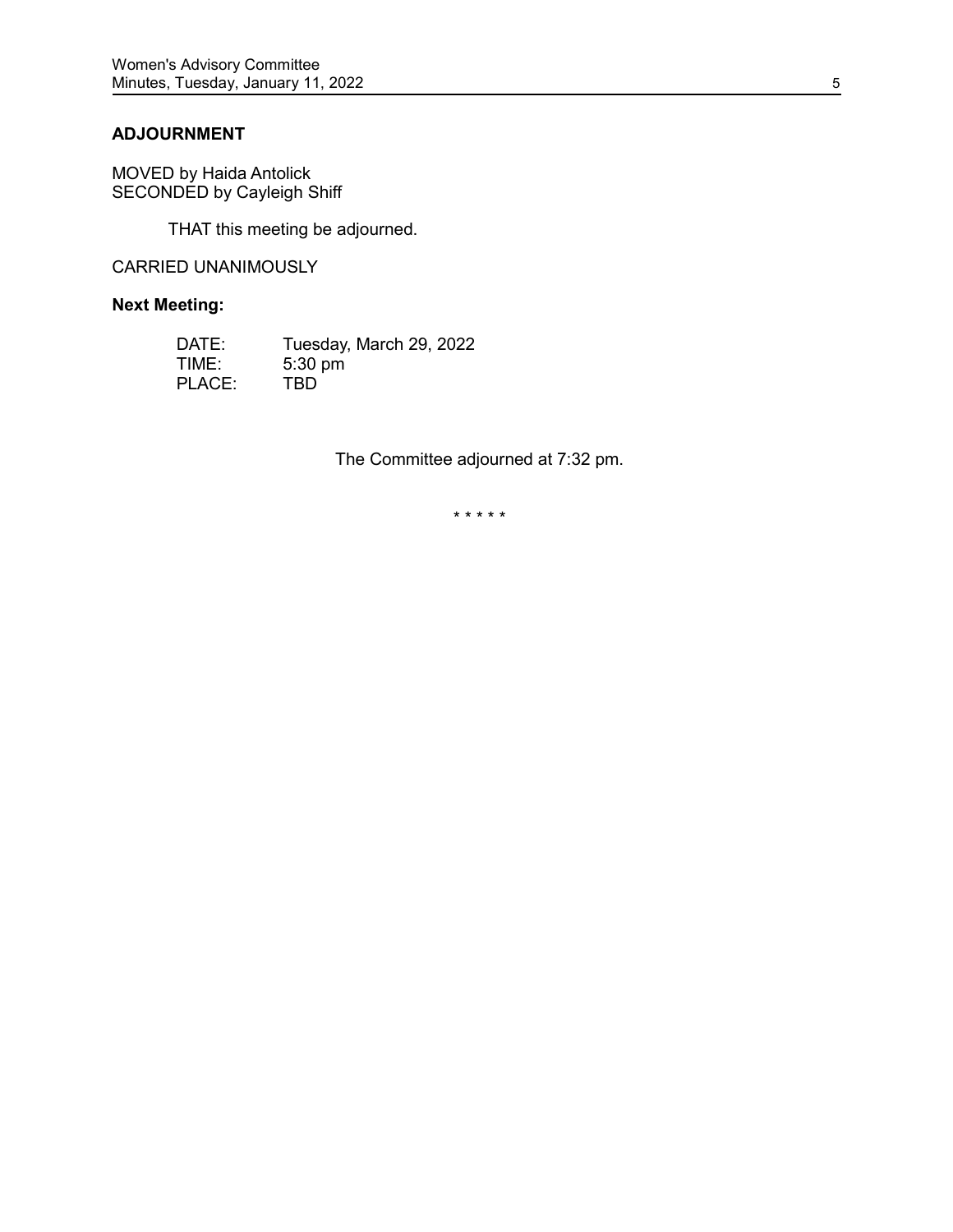## ADJOURNMENT

MOVED by Haida Antolick
SECONDED by Cayleigh Shiff

THAT this meeting be adjourned.

CARRIED UNANIMOUSLY

**Next Meeting:**

| | |
|---|---|
| DATE: | Tuesday, March 29, 2022 |
| TIME: | 5:30 pm |
| PLACE: | TBD |

The Committee adjourned at 7:32 pm.

\* \* \* \* \*